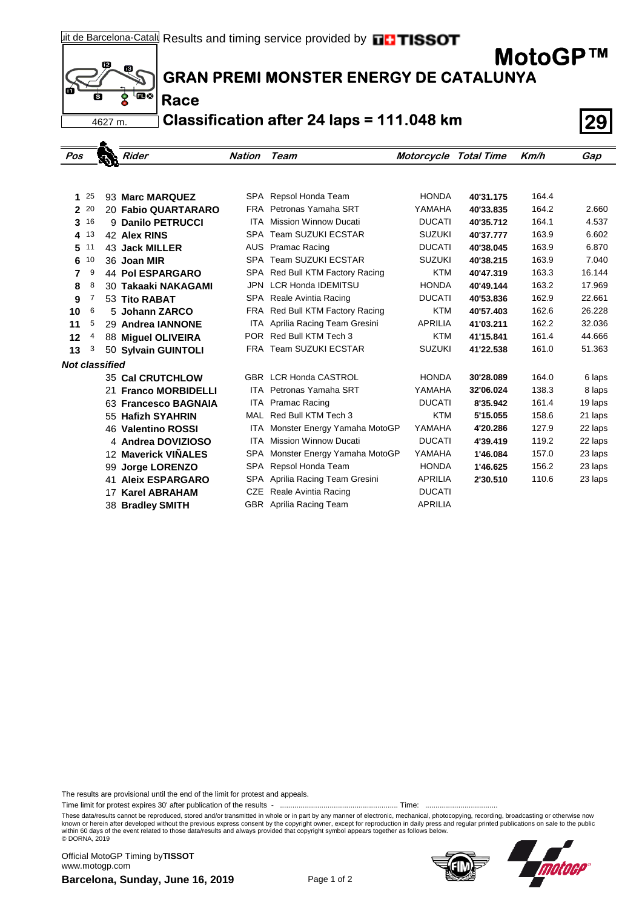Circuit de Barcelona-Catalunya Results and timing service provided by TISSOT

# MotoGP™

## GRAN PREMI MONSTER ENERGY DE CATALUNYA

### Race

### Classification after 24 laps = 111.048 km

4627 m.

29

| Pos | Points | Rider | Nation | Team | Motorcycle | Total Time | Km/h | Gap |
|---|---|---|---|---|---|---|---|---|
| 1 | 25 | 93 **Marc MARQUEZ** | SPA | Repsol Honda Team | HONDA | 40'31.175 | 164.4 | |
| 2 | 20 | 20 **Fabio QUARTARARO** | FRA | Petronas Yamaha SRT | YAMAHA | 40'33.835 | 164.2 | 2.660 |
| 3 | 16 | 9 **Danilo PETRUCCI** | ITA | Mission Winnow Ducati | DUCATI | 40'35.712 | 164.1 | 4.537 |
| 4 | 13 | 42 **Alex RINS** | SPA | Team SUZUKI ECSTAR | SUZUKI | 40'37.777 | 163.9 | 6.602 |
| 5 | 11 | 43 **Jack MILLER** | AUS | Pramac Racing | DUCATI | 40'38.045 | 163.9 | 6.870 |
| 6 | 10 | 36 **Joan MIR** | SPA | Team SUZUKI ECSTAR | SUZUKI | 40'38.215 | 163.9 | 7.040 |
| 7 | 9 | 44 **Pol ESPARGARO** | SPA | Red Bull KTM Factory Racing | KTM | 40'47.319 | 163.3 | 16.144 |
| 8 | 8 | 30 **Takaaki NAKAGAMI** | JPN | LCR Honda IDEMITSU | HONDA | 40'49.144 | 163.2 | 17.969 |
| 9 | 7 | 53 **Tito RABAT** | SPA | Reale Avintia Racing | DUCATI | 40'53.836 | 162.9 | 22.661 |
| 10 | 6 | 5 **Johann ZARCO** | FRA | Red Bull KTM Factory Racing | KTM | 40'57.403 | 162.6 | 26.228 |
| 11 | 5 | 29 **Andrea IANNONE** | ITA | Aprilia Racing Team Gresini | APRILIA | 41'03.211 | 162.2 | 32.036 |
| 12 | 4 | 88 **Miguel OLIVEIRA** | POR | Red Bull KTM Tech 3 | KTM | 41'15.841 | 161.4 | 44.666 |
| 13 | 3 | 50 **Sylvain GUINTOLI** | FRA | Team SUZUKI ECSTAR | SUZUKI | 41'22.538 | 161.0 | 51.363 |
| ***Not classified*** | | | | | | | | |
| | | 35 **Cal CRUTCHLOW** | GBR | LCR Honda CASTROL | HONDA | 30'28.089 | 164.0 | 6 laps |
| | | 21 **Franco MORBIDELLI** | ITA | Petronas Yamaha SRT | YAMAHA | 32'06.024 | 138.3 | 8 laps |
| | | 63 **Francesco BAGNAIA** | ITA | Pramac Racing | DUCATI | 8'35.942 | 161.4 | 19 laps |
| | | 55 **Hafizh SYAHRIN** | MAL | Red Bull KTM Tech 3 | KTM | 5'15.055 | 158.6 | 21 laps |
| | | 46 **Valentino ROSSI** | ITA | Monster Energy Yamaha MotoGP | YAMAHA | 4'20.286 | 127.9 | 22 laps |
| | | 4 **Andrea DOVIZIOSO** | ITA | Mission Winnow Ducati | DUCATI | 4'39.419 | 119.2 | 22 laps |
| | | 12 **Maverick VIÑALES** | SPA | Monster Energy Yamaha MotoGP | YAMAHA | 1'46.084 | 157.0 | 23 laps |
| | | 99 **Jorge LORENZO** | SPA | Repsol Honda Team | HONDA | 1'46.625 | 156.2 | 23 laps |
| | | 41 **Aleix ESPARGARO** | SPA | Aprilia Racing Team Gresini | APRILIA | 2'30.510 | 110.6 | 23 laps |
| | | 17 **Karel ABRAHAM** | CZE | Reale Avintia Racing | DUCATI | | | |
| | | 38 **Bradley SMITH** | GBR | Aprilia Racing Team | APRILIA | | | |

The results are provisional until the end of the limit for protest and appeals.

Time limit for protest expires 30' after publication of the results - ......................................................... Time: ..................................

These data/results cannot be reproduced, stored and/or transmitted in whole or in part by any manner of electronic, mechanical, photocopying, recording, broadcasting or otherwise now known or herein after developed without the previous express consent by the copyright owner, except for reproduction in daily press and regular printed publications on sale to the public within 60 days of the event related to those data/results and always provided that copyright symbol appears together as follows below.
© DORNA, 2019

Official MotoGP Timing by **TISSOT**
www.motogp.com

**Barcelona, Sunday, June 16, 2019**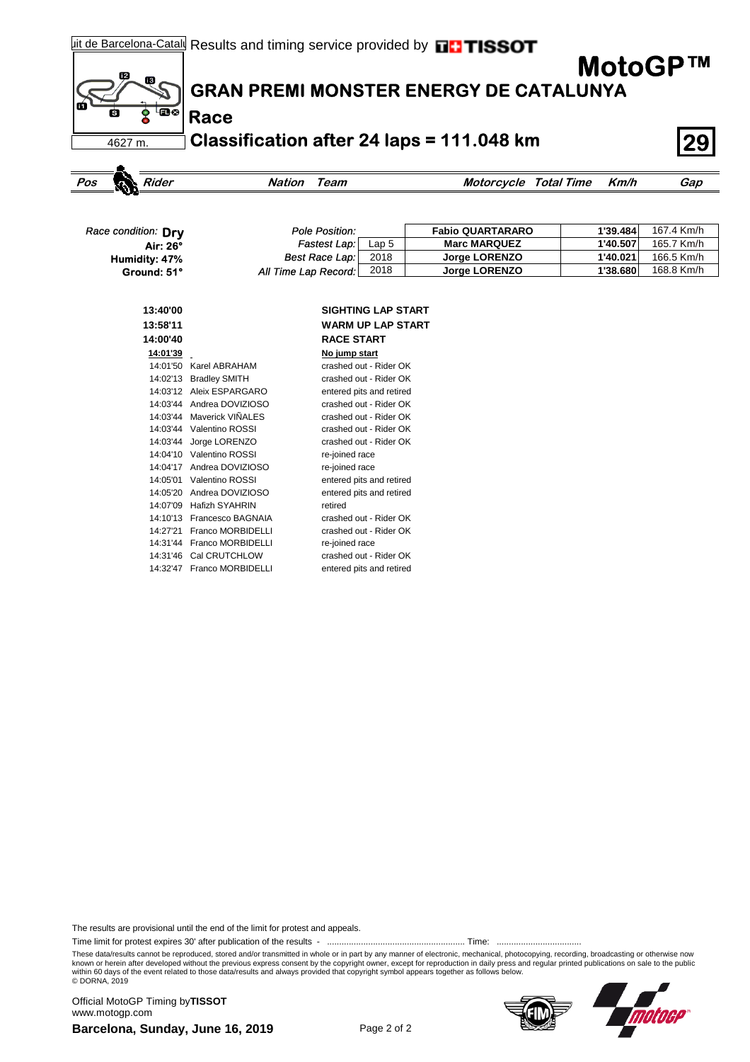Circuit de Barcelona-Catalunya Results and timing service provided by TISSOT

# MotoGP™

## GRAN PREMI MONSTER ENERGY DE CATALUNYA

### Race

### Classification after 24 laps = 111.048 km

4627 m.

**29**

| Pos | Rider | Nation | Team | Motorcycle | Total Time | Km/h | Gap |
|---|---|---|---|---|---|---|---|

Race condition: **Dry**
**Air: 26°**
**Humidity: 47%**
**Ground: 51°**

| | | | | |
|---|---|---|---|---|
| Pole Position: | | **Fabio QUARTARARO** | **1'39.484** | 167.4 Km/h |
| Fastest Lap: | Lap 5 | **Marc MARQUEZ** | **1'40.507** | 165.7 Km/h |
| Best Race Lap: | 2018 | **Jorge LORENZO** | **1'40.021** | 166.5 Km/h |
| All Time Lap Record: | 2018 | **Jorge LORENZO** | **1'38.680** | 168.8 Km/h |

| | | |
|---|---|---|
| **13:40'00** | | **SIGHTING LAP START** |
| **13:58'11** | | **WARM UP LAP START** |
| **14:00'40** | | **RACE START** |
| **14:01'39** | | **No jump start** |
| 14:01'50 | Karel ABRAHAM | crashed out - Rider OK |
| 14:02'13 | Bradley SMITH | crashed out - Rider OK |
| 14:03'12 | Aleix ESPARGARO | entered pits and retired |
| 14:03'44 | Andrea DOVIZIOSO | crashed out - Rider OK |
| 14:03'44 | Maverick VIÑALES | crashed out - Rider OK |
| 14:03'44 | Valentino ROSSI | crashed out - Rider OK |
| 14:03'44 | Jorge LORENZO | crashed out - Rider OK |
| 14:04'10 | Valentino ROSSI | re-joined race |
| 14:04'17 | Andrea DOVIZIOSO | re-joined race |
| 14:05'01 | Valentino ROSSI | entered pits and retired |
| 14:05'20 | Andrea DOVIZIOSO | entered pits and retired |
| 14:07'09 | Hafizh SYAHRIN | retired |
| 14:10'13 | Francesco BAGNAIA | crashed out - Rider OK |
| 14:27'21 | Franco MORBIDELLI | crashed out - Rider OK |
| 14:31'44 | Franco MORBIDELLI | re-joined race |
| 14:31'46 | Cal CRUTCHLOW | crashed out - Rider OK |
| 14:32'47 | Franco MORBIDELLI | entered pits and retired |

The results are provisional until the end of the limit for protest and appeals.

Time limit for protest expires 30' after publication of the results - ......................................................... Time: ..................................

These data/results cannot be reproduced, stored and/or transmitted in whole or in part by any manner of electronic, mechanical, photocopying, recording, broadcasting or otherwise now known or herein after developed without the previous express consent by the copyright owner, except for reproduction in daily press and regular printed publications on sale to the public within 60 days of the event related to those data/results and always provided that copyright symbol appears together as follows below.
© DORNA, 2019

Official MotoGP Timing by **TISSOT**
www.motogp.com

**Barcelona, Sunday, June 16, 2019**